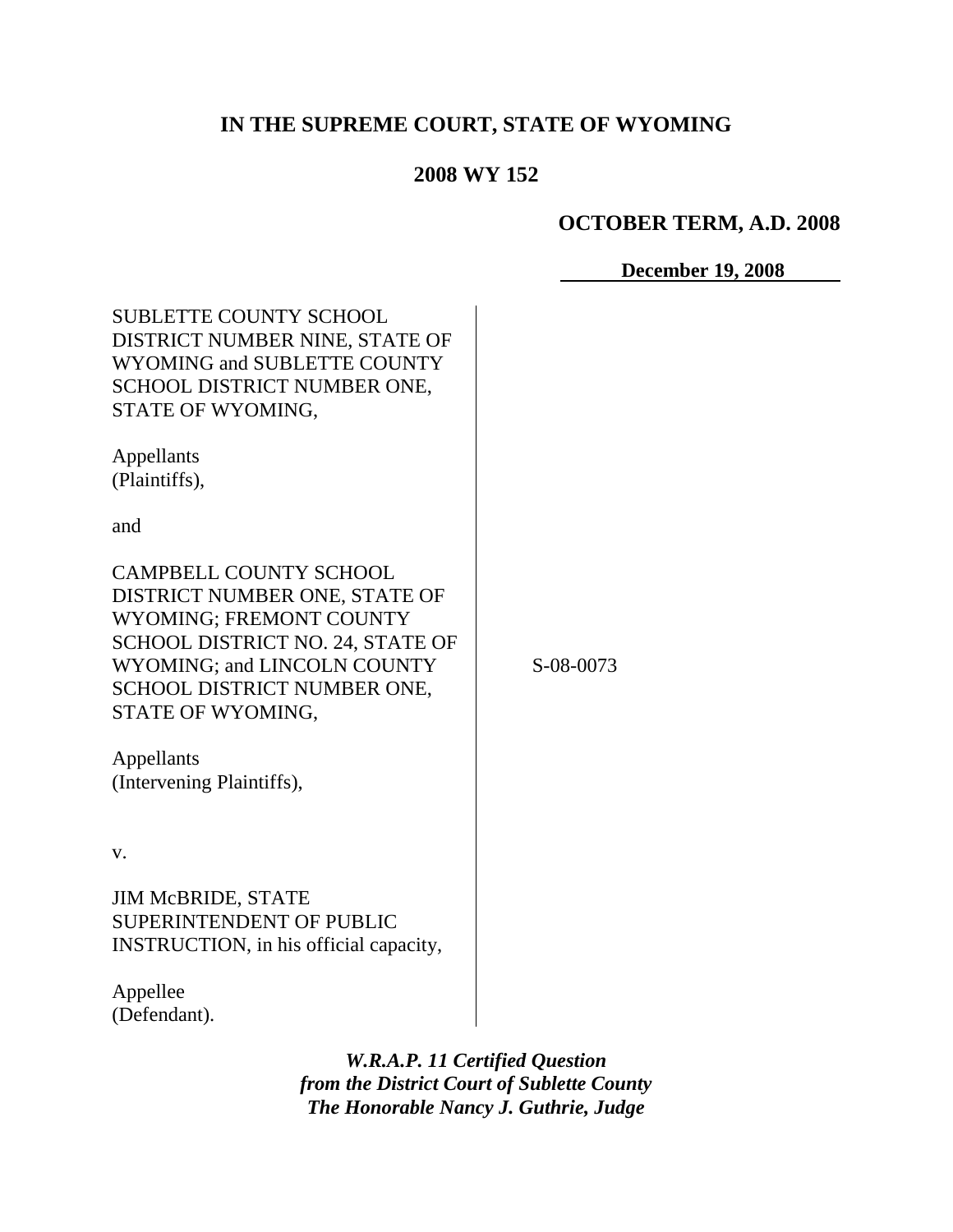**IN THE SUPREME COURT, STATE OF WYOMING**

**2008 WY 152**

**OCTOBER TERM, A.D. 2008**

**December 19, 2008**

| | |
|---|---|
| SUBLETTE COUNTY SCHOOL DISTRICT NUMBER NINE, STATE OF WYOMING and SUBLETTE COUNTY SCHOOL DISTRICT NUMBER ONE, STATE OF WYOMING,<br><br>Appellants (Plaintiffs),<br><br>and<br><br>CAMPBELL COUNTY SCHOOL DISTRICT NUMBER ONE, STATE OF WYOMING; FREMONT COUNTY SCHOOL DISTRICT NO. 24, STATE OF WYOMING; and LINCOLN COUNTY SCHOOL DISTRICT NUMBER ONE, STATE OF WYOMING,<br><br>Appellants (Intervening Plaintiffs),<br><br>v.<br><br>JIM McBRIDE, STATE SUPERINTENDENT OF PUBLIC INSTRUCTION, in his official capacity,<br><br>Appellee (Defendant). | S-08-0073 |

***W.R.A.P. 11 Certified Question***
***from the District Court of Sublette County***
***The Honorable Nancy J. Guthrie, Judge***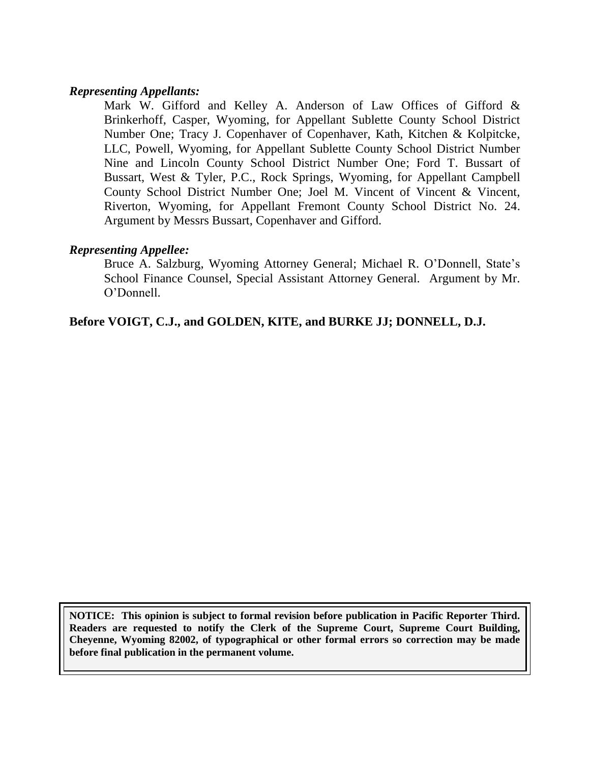***Representing Appellants:***

Mark W. Gifford and Kelley A. Anderson of Law Offices of Gifford & Brinkerhoff, Casper, Wyoming, for Appellant Sublette County School District Number One; Tracy J. Copenhaver of Copenhaver, Kath, Kitchen & Kolpitcke, LLC, Powell, Wyoming, for Appellant Sublette County School District Number Nine and Lincoln County School District Number One; Ford T. Bussart of Bussart, West & Tyler, P.C., Rock Springs, Wyoming, for Appellant Campbell County School District Number One; Joel M. Vincent of Vincent & Vincent, Riverton, Wyoming, for Appellant Fremont County School District No. 24. Argument by Messrs Bussart, Copenhaver and Gifford.

***Representing Appellee:***

Bruce A. Salzburg, Wyoming Attorney General; Michael R. O'Donnell, State's School Finance Counsel, Special Assistant Attorney General. Argument by Mr. O'Donnell.

**Before VOIGT, C.J., and GOLDEN, KITE, and BURKE JJ; DONNELL, D.J.**

**NOTICE: This opinion is subject to formal revision before publication in Pacific Reporter Third. Readers are requested to notify the Clerk of the Supreme Court, Supreme Court Building, Cheyenne, Wyoming 82002, of typographical or other formal errors so correction may be made before final publication in the permanent volume.**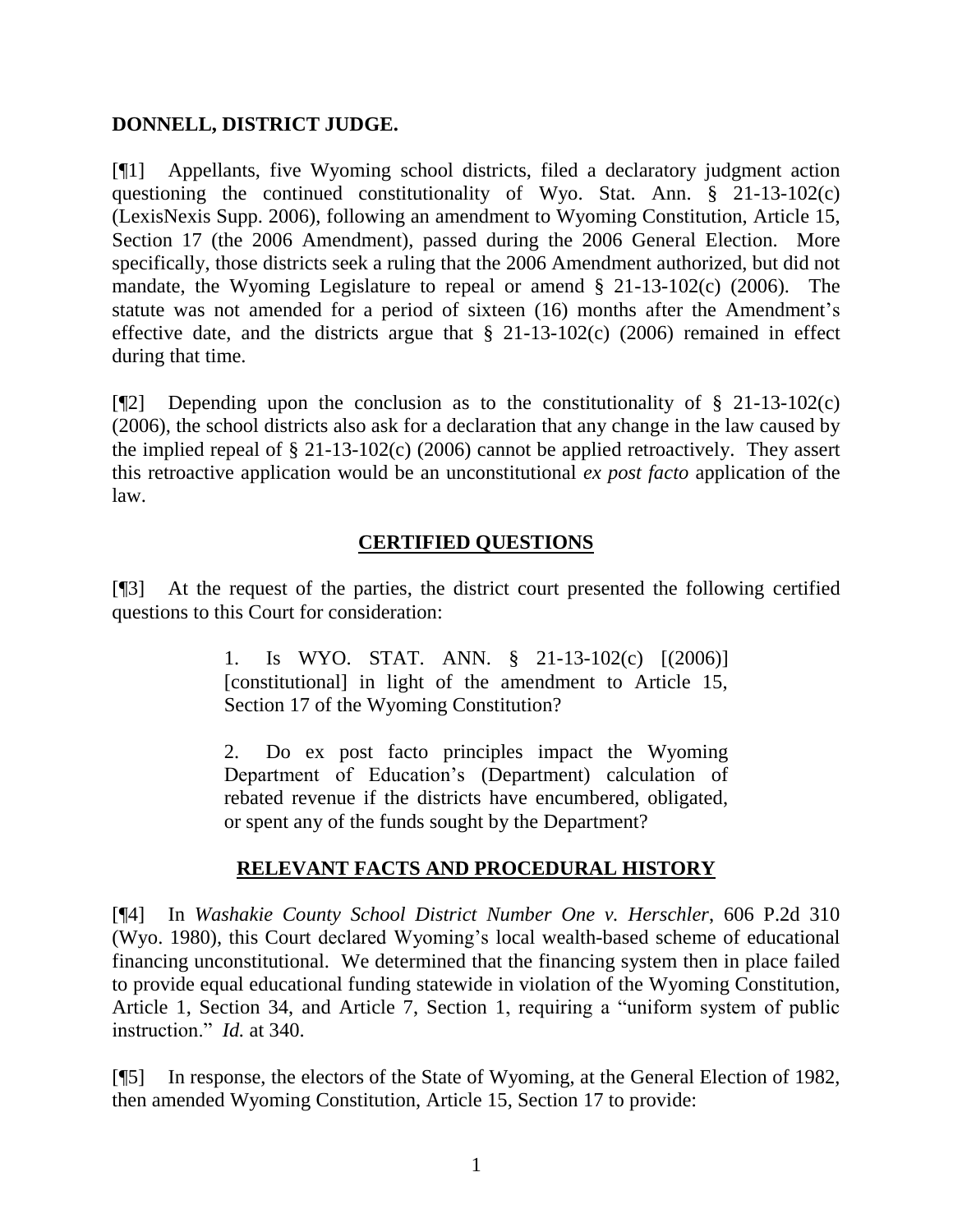**DONNELL, DISTRICT JUDGE.**

[¶1] Appellants, five Wyoming school districts, filed a declaratory judgment action questioning the continued constitutionality of Wyo. Stat. Ann. § 21-13-102(c) (LexisNexis Supp. 2006), following an amendment to Wyoming Constitution, Article 15, Section 17 (the 2006 Amendment), passed during the 2006 General Election. More specifically, those districts seek a ruling that the 2006 Amendment authorized, but did not mandate, the Wyoming Legislature to repeal or amend § 21-13-102(c) (2006). The statute was not amended for a period of sixteen (16) months after the Amendment's effective date, and the districts argue that § 21-13-102(c) (2006) remained in effect during that time.

[¶2] Depending upon the conclusion as to the constitutionality of § 21-13-102(c) (2006), the school districts also ask for a declaration that any change in the law caused by the implied repeal of § 21-13-102(c) (2006) cannot be applied retroactively. They assert this retroactive application would be an unconstitutional *ex post facto* application of the law.

## CERTIFIED QUESTIONS

[¶3] At the request of the parties, the district court presented the following certified questions to this Court for consideration:

> 1. Is WYO. STAT. ANN. § 21-13-102(c) [(2006)] [constitutional] in light of the amendment to Article 15, Section 17 of the Wyoming Constitution?
>
> 2. Do ex post facto principles impact the Wyoming Department of Education's (Department) calculation of rebated revenue if the districts have encumbered, obligated, or spent any of the funds sought by the Department?

## RELEVANT FACTS AND PROCEDURAL HISTORY

[¶4] In *Washakie County School District Number One v. Herschler*, 606 P.2d 310 (Wyo. 1980), this Court declared Wyoming's local wealth-based scheme of educational financing unconstitutional. We determined that the financing system then in place failed to provide equal educational funding statewide in violation of the Wyoming Constitution, Article 1, Section 34, and Article 7, Section 1, requiring a "uniform system of public instruction." *Id.* at 340.

[¶5] In response, the electors of the State of Wyoming, at the General Election of 1982, then amended Wyoming Constitution, Article 15, Section 17 to provide: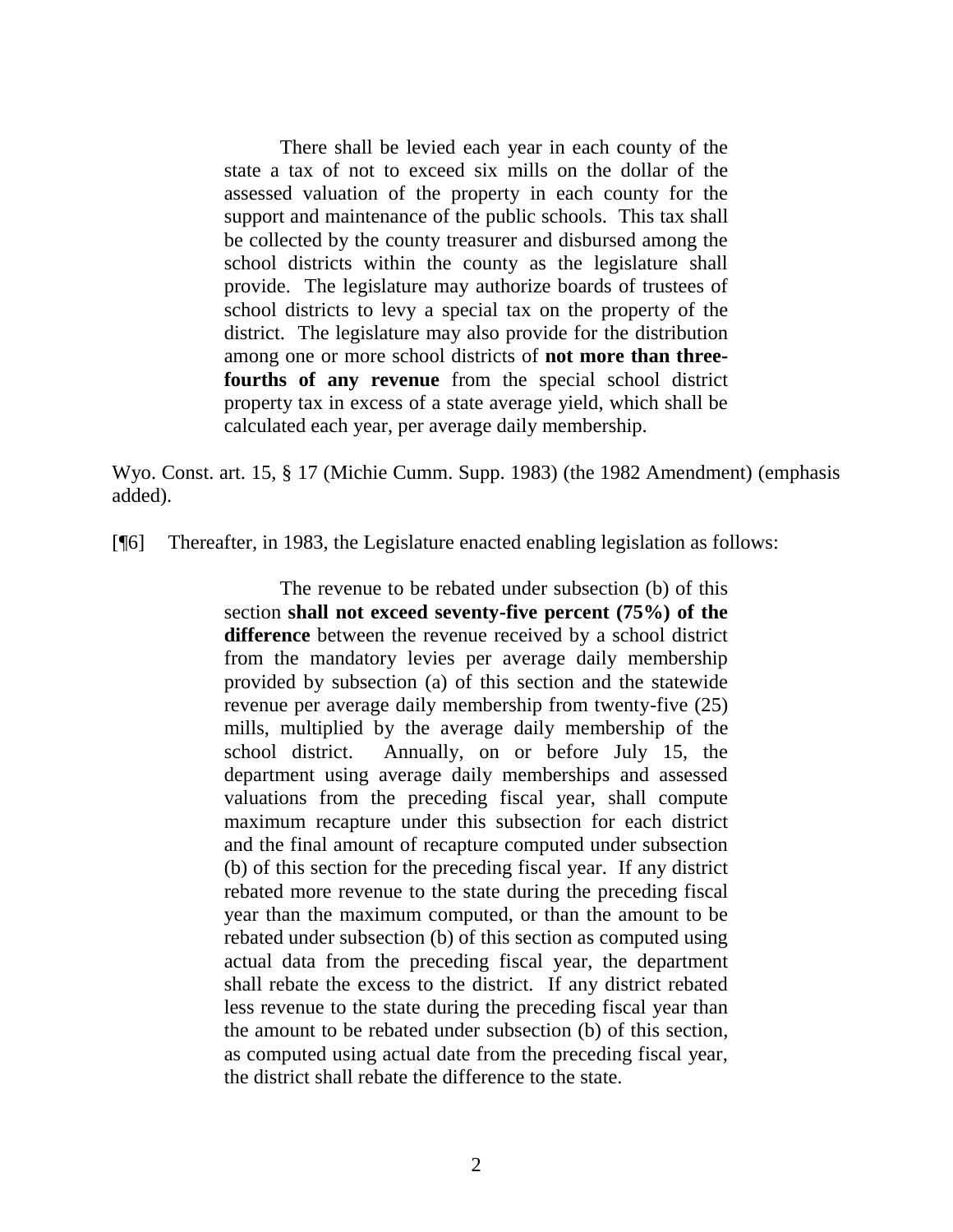> There shall be levied each year in each county of the state a tax of not to exceed six mills on the dollar of the assessed valuation of the property in each county for the support and maintenance of the public schools. This tax shall be collected by the county treasurer and disbursed among the school districts within the county as the legislature shall provide. The legislature may authorize boards of trustees of school districts to levy a special tax on the property of the district. The legislature may also provide for the distribution among one or more school districts of **not more than three-fourths of any revenue** from the special school district property tax in excess of a state average yield, which shall be calculated each year, per average daily membership.

Wyo. Const. art. 15, § 17 (Michie Cumm. Supp. 1983) (the 1982 Amendment) (emphasis added).

[¶6] Thereafter, in 1983, the Legislature enacted enabling legislation as follows:

> The revenue to be rebated under subsection (b) of this section **shall not exceed seventy-five percent (75%) of the difference** between the revenue received by a school district from the mandatory levies per average daily membership provided by subsection (a) of this section and the statewide revenue per average daily membership from twenty-five (25) mills, multiplied by the average daily membership of the school district. Annually, on or before July 15, the department using average daily memberships and assessed valuations from the preceding fiscal year, shall compute maximum recapture under this subsection for each district and the final amount of recapture computed under subsection (b) of this section for the preceding fiscal year. If any district rebated more revenue to the state during the preceding fiscal year than the maximum computed, or than the amount to be rebated under subsection (b) of this section as computed using actual data from the preceding fiscal year, the department shall rebate the excess to the district. If any district rebated less revenue to the state during the preceding fiscal year than the amount to be rebated under subsection (b) of this section, as computed using actual date from the preceding fiscal year, the district shall rebate the difference to the state.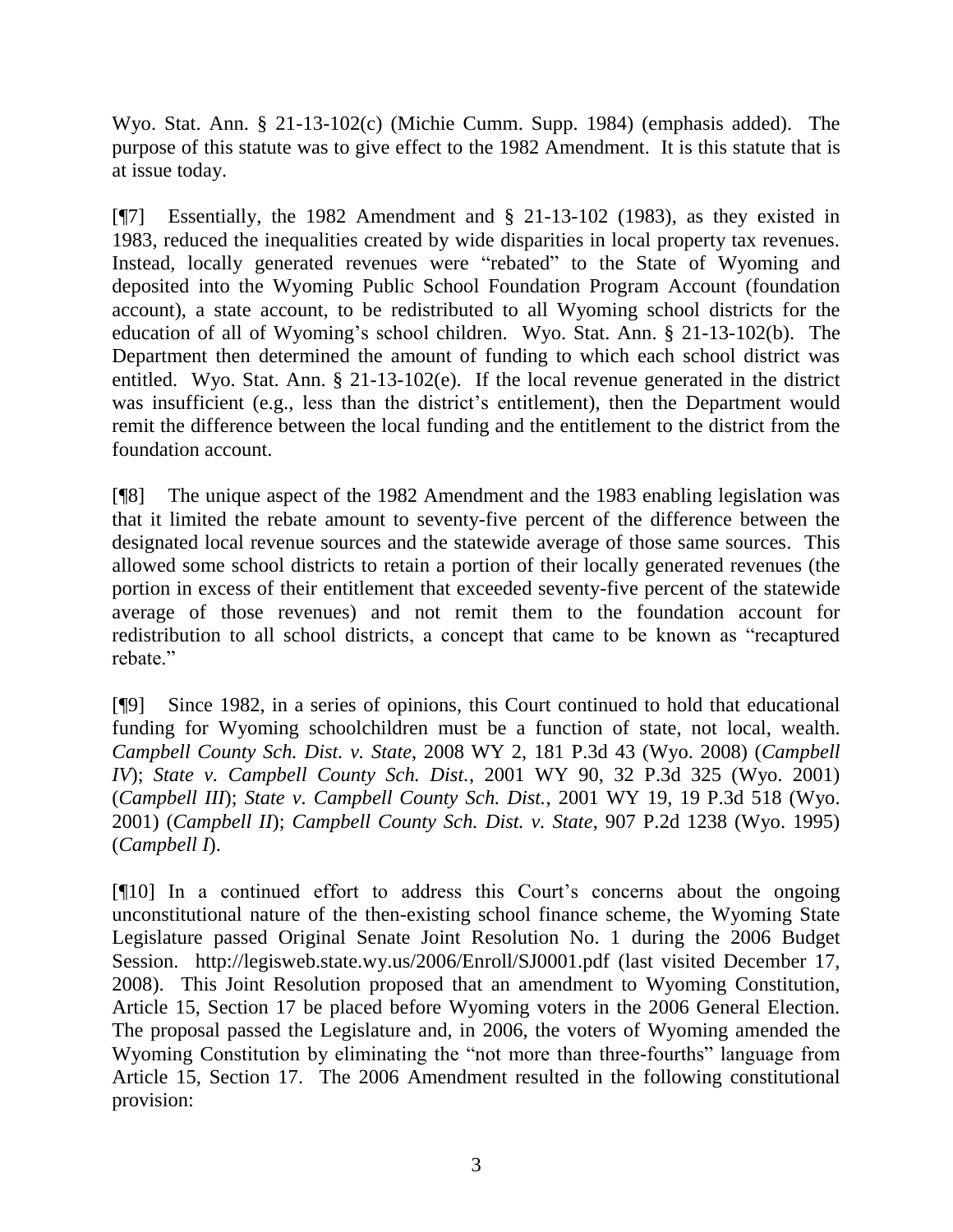Wyo. Stat. Ann. § 21-13-102(c) (Michie Cumm. Supp. 1984) (emphasis added). The purpose of this statute was to give effect to the 1982 Amendment. It is this statute that is at issue today.

[¶7] Essentially, the 1982 Amendment and § 21-13-102 (1983), as they existed in 1983, reduced the inequalities created by wide disparities in local property tax revenues. Instead, locally generated revenues were "rebated" to the State of Wyoming and deposited into the Wyoming Public School Foundation Program Account (foundation account), a state account, to be redistributed to all Wyoming school districts for the education of all of Wyoming's school children. Wyo. Stat. Ann. § 21-13-102(b). The Department then determined the amount of funding to which each school district was entitled. Wyo. Stat. Ann. § 21-13-102(e). If the local revenue generated in the district was insufficient (e.g., less than the district's entitlement), then the Department would remit the difference between the local funding and the entitlement to the district from the foundation account.

[¶8] The unique aspect of the 1982 Amendment and the 1983 enabling legislation was that it limited the rebate amount to seventy-five percent of the difference between the designated local revenue sources and the statewide average of those same sources. This allowed some school districts to retain a portion of their locally generated revenues (the portion in excess of their entitlement that exceeded seventy-five percent of the statewide average of those revenues) and not remit them to the foundation account for redistribution to all school districts, a concept that came to be known as "recaptured rebate."

[¶9] Since 1982, in a series of opinions, this Court continued to hold that educational funding for Wyoming schoolchildren must be a function of state, not local, wealth. *Campbell County Sch. Dist. v. State*, 2008 WY 2, 181 P.3d 43 (Wyo. 2008) (*Campbell IV*); *State v. Campbell County Sch. Dist.*, 2001 WY 90, 32 P.3d 325 (Wyo. 2001) (*Campbell III*); *State v. Campbell County Sch. Dist.*, 2001 WY 19, 19 P.3d 518 (Wyo. 2001) (*Campbell II*); *Campbell County Sch. Dist. v. State*, 907 P.2d 1238 (Wyo. 1995) (*Campbell I*).

[¶10] In a continued effort to address this Court's concerns about the ongoing unconstitutional nature of the then-existing school finance scheme, the Wyoming State Legislature passed Original Senate Joint Resolution No. 1 during the 2006 Budget Session. http://legisweb.state.wy.us/2006/Enroll/SJ0001.pdf (last visited December 17, 2008). This Joint Resolution proposed that an amendment to Wyoming Constitution, Article 15, Section 17 be placed before Wyoming voters in the 2006 General Election. The proposal passed the Legislature and, in 2006, the voters of Wyoming amended the Wyoming Constitution by eliminating the "not more than three-fourths" language from Article 15, Section 17. The 2006 Amendment resulted in the following constitutional provision: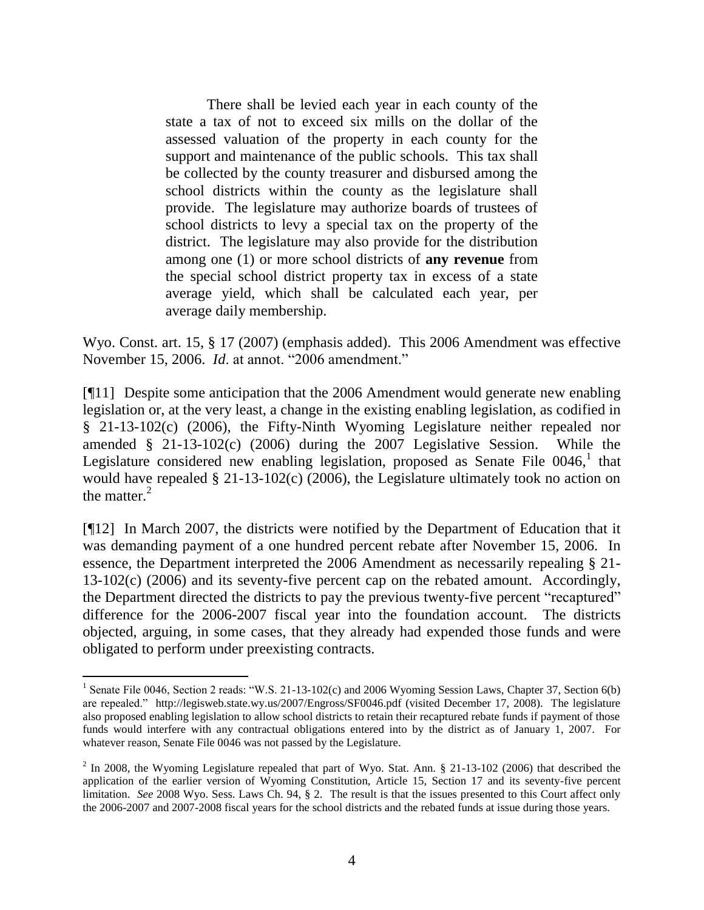> There shall be levied each year in each county of the state a tax of not to exceed six mills on the dollar of the assessed valuation of the property in each county for the support and maintenance of the public schools. This tax shall be collected by the county treasurer and disbursed among the school districts within the county as the legislature shall provide. The legislature may authorize boards of trustees of school districts to levy a special tax on the property of the district. The legislature may also provide for the distribution among one (1) or more school districts of **any revenue** from the special school district property tax in excess of a state average yield, which shall be calculated each year, per average daily membership.

Wyo. Const. art. 15, § 17 (2007) (emphasis added). This 2006 Amendment was effective November 15, 2006. *Id*. at annot. "2006 amendment."

[¶11] Despite some anticipation that the 2006 Amendment would generate new enabling legislation or, at the very least, a change in the existing enabling legislation, as codified in § 21-13-102(c) (2006), the Fifty-Ninth Wyoming Legislature neither repealed nor amended § 21-13-102(c) (2006) during the 2007 Legislative Session. While the Legislature considered new enabling legislation, proposed as Senate File 0046,[1] that would have repealed § 21-13-102(c) (2006), the Legislature ultimately took no action on the matter.[2]

[¶12] In March 2007, the districts were notified by the Department of Education that it was demanding payment of a one hundred percent rebate after November 15, 2006. In essence, the Department interpreted the 2006 Amendment as necessarily repealing § 21-13-102(c) (2006) and its seventy-five percent cap on the rebated amount. Accordingly, the Department directed the districts to pay the previous twenty-five percent "recaptured" difference for the 2006-2007 fiscal year into the foundation account. The districts objected, arguing, in some cases, that they already had expended those funds and were obligated to perform under preexisting contracts.

---

[1] Senate File 0046, Section 2 reads: "W.S. 21-13-102(c) and 2006 Wyoming Session Laws, Chapter 37, Section 6(b) are repealed." http://legisweb.state.wy.us/2007/Engross/SF0046.pdf (visited December 17, 2008). The legislature also proposed enabling legislation to allow school districts to retain their recaptured rebate funds if payment of those funds would interfere with any contractual obligations entered into by the district as of January 1, 2007. For whatever reason, Senate File 0046 was not passed by the Legislature.

[2] In 2008, the Wyoming Legislature repealed that part of Wyo. Stat. Ann. § 21-13-102 (2006) that described the application of the earlier version of Wyoming Constitution, Article 15, Section 17 and its seventy-five percent limitation. *See* 2008 Wyo. Sess. Laws Ch. 94, § 2. The result is that the issues presented to this Court affect only the 2006-2007 and 2007-2008 fiscal years for the school districts and the rebated funds at issue during those years.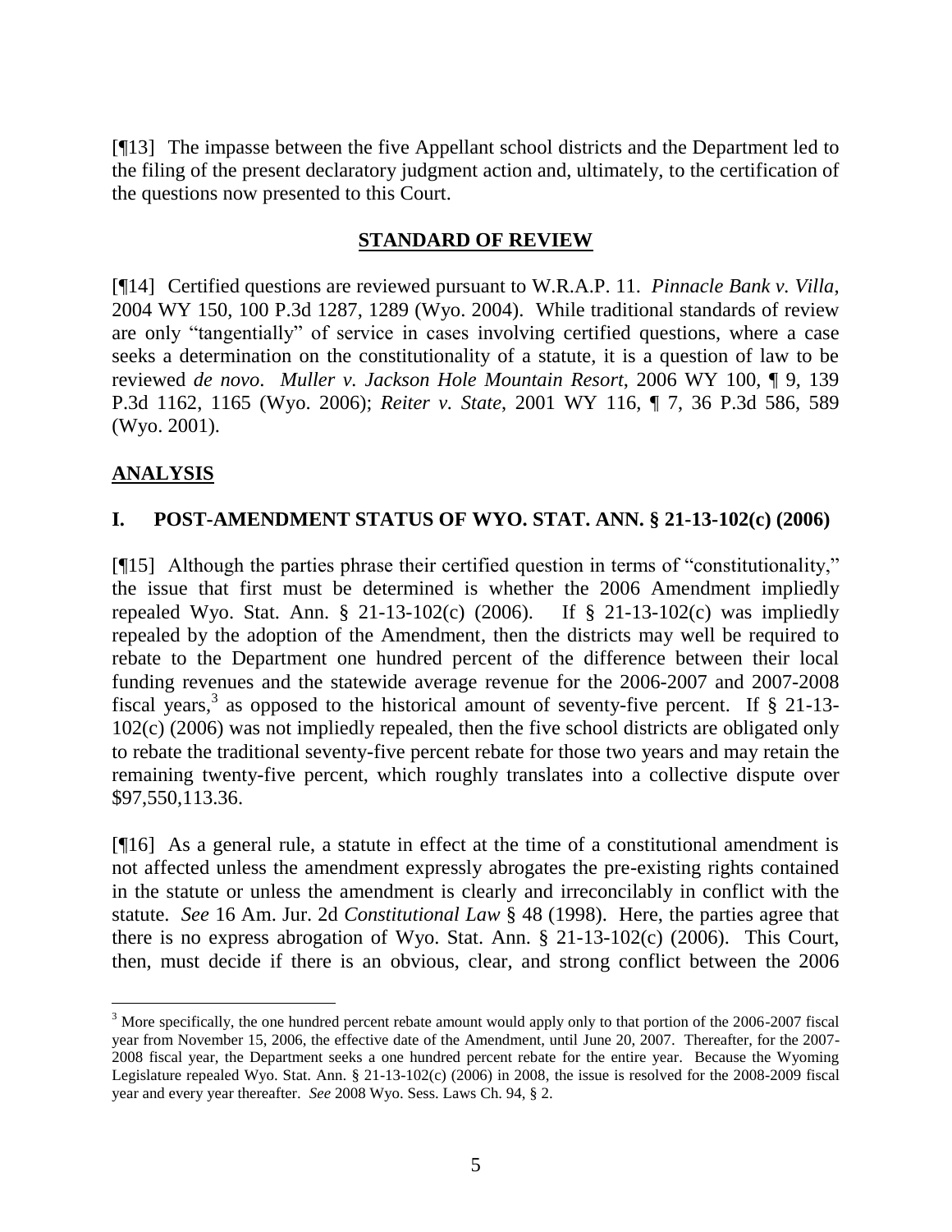[¶13] The impasse between the five Appellant school districts and the Department led to the filing of the present declaratory judgment action and, ultimately, to the certification of the questions now presented to this Court.

## STANDARD OF REVIEW

[¶14] Certified questions are reviewed pursuant to W.R.A.P. 11. *Pinnacle Bank v. Villa*, 2004 WY 150, 100 P.3d 1287, 1289 (Wyo. 2004). While traditional standards of review are only "tangentially" of service in cases involving certified questions, where a case seeks a determination on the constitutionality of a statute, it is a question of law to be reviewed *de novo*. *Muller v. Jackson Hole Mountain Resort*, 2006 WY 100, ¶ 9, 139 P.3d 1162, 1165 (Wyo. 2006); *Reiter v. State*, 2001 WY 116, ¶ 7, 36 P.3d 586, 589 (Wyo. 2001).

## ANALYSIS

### I. POST-AMENDMENT STATUS OF WYO. STAT. ANN. § 21-13-102(c) (2006)

[¶15] Although the parties phrase their certified question in terms of "constitutionality," the issue that first must be determined is whether the 2006 Amendment impliedly repealed Wyo. Stat. Ann. § 21-13-102(c) (2006). If § 21-13-102(c) was impliedly repealed by the adoption of the Amendment, then the districts may well be required to rebate to the Department one hundred percent of the difference between their local funding revenues and the statewide average revenue for the 2006-2007 and 2007-2008 fiscal years,[3] as opposed to the historical amount of seventy-five percent. If § 21-13-102(c) (2006) was not impliedly repealed, then the five school districts are obligated only to rebate the traditional seventy-five percent rebate for those two years and may retain the remaining twenty-five percent, which roughly translates into a collective dispute over $97,550,113.36.

[¶16] As a general rule, a statute in effect at the time of a constitutional amendment is not affected unless the amendment expressly abrogates the pre-existing rights contained in the statute or unless the amendment is clearly and irreconcilably in conflict with the statute. *See* 16 Am. Jur. 2d *Constitutional Law* § 48 (1998). Here, the parties agree that there is no express abrogation of Wyo. Stat. Ann. § 21-13-102(c) (2006). This Court, then, must decide if there is an obvious, clear, and strong conflict between the 2006

---

[3] More specifically, the one hundred percent rebate amount would apply only to that portion of the 2006-2007 fiscal year from November 15, 2006, the effective date of the Amendment, until June 20, 2007. Thereafter, for the 2007-2008 fiscal year, the Department seeks a one hundred percent rebate for the entire year. Because the Wyoming Legislature repealed Wyo. Stat. Ann. § 21-13-102(c) (2006) in 2008, the issue is resolved for the 2008-2009 fiscal year and every year thereafter. *See* 2008 Wyo. Sess. Laws Ch. 94, § 2.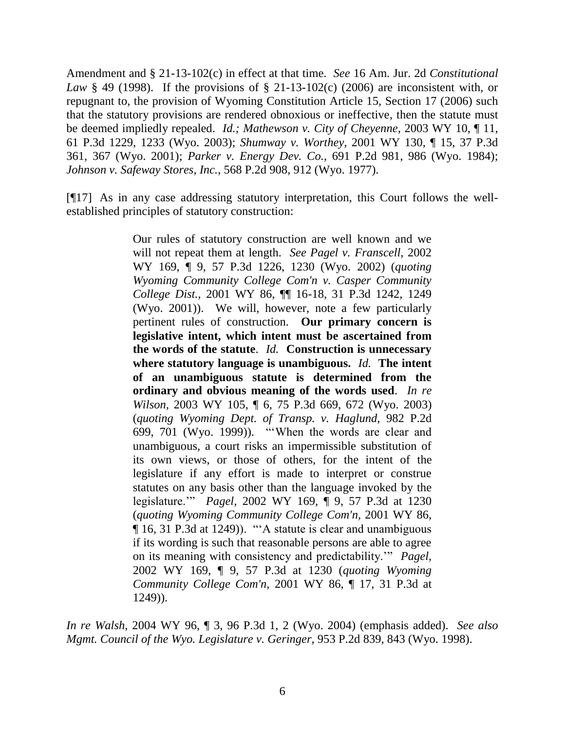Amendment and § 21-13-102(c) in effect at that time. *See* 16 Am. Jur. 2d *Constitutional Law* § 49 (1998). If the provisions of § 21-13-102(c) (2006) are inconsistent with, or repugnant to, the provision of Wyoming Constitution Article 15, Section 17 (2006) such that the statutory provisions are rendered obnoxious or ineffective, then the statute must be deemed impliedly repealed. *Id.; Mathewson v. City of Cheyenne*, 2003 WY 10, ¶ 11, 61 P.3d 1229, 1233 (Wyo. 2003); *Shumway v. Worthey*, 2001 WY 130, ¶ 15, 37 P.3d 361, 367 (Wyo. 2001); *Parker v. Energy Dev. Co.*, 691 P.2d 981, 986 (Wyo. 1984); *Johnson v. Safeway Stores, Inc.*, 568 P.2d 908, 912 (Wyo. 1977).

[¶17] As in any case addressing statutory interpretation, this Court follows the well-established principles of statutory construction:

> Our rules of statutory construction are well known and we will not repeat them at length. *See Pagel v. Franscell*, 2002 WY 169, ¶ 9, 57 P.3d 1226, 1230 (Wyo. 2002) (*quoting Wyoming Community College Com'n v. Casper Community College Dist.*, 2001 WY 86, ¶¶ 16-18, 31 P.3d 1242, 1249 (Wyo. 2001)). We will, however, note a few particularly pertinent rules of construction. **Our primary concern is legislative intent, which intent must be ascertained from the words of the statute**. *Id.* **Construction is unnecessary where statutory language is unambiguous.** *Id.* **The intent of an unambiguous statute is determined from the ordinary and obvious meaning of the words used**. *In re Wilson*, 2003 WY 105, ¶ 6, 75 P.3d 669, 672 (Wyo. 2003) (*quoting Wyoming Dept. of Transp. v. Haglund*, 982 P.2d 699, 701 (Wyo. 1999)). "'When the words are clear and unambiguous, a court risks an impermissible substitution of its own views, or those of others, for the intent of the legislature if any effort is made to interpret or construe statutes on any basis other than the language invoked by the legislature.'" *Pagel*, 2002 WY 169, ¶ 9, 57 P.3d at 1230 (*quoting Wyoming Community College Com'n*, 2001 WY 86, ¶ 16, 31 P.3d at 1249)). "'A statute is clear and unambiguous if its wording is such that reasonable persons are able to agree on its meaning with consistency and predictability.'" *Pagel*, 2002 WY 169, ¶ 9, 57 P.3d at 1230 (*quoting Wyoming Community College Com'n*, 2001 WY 86, ¶ 17, 31 P.3d at 1249)).

*In re Walsh*, 2004 WY 96, ¶ 3, 96 P.3d 1, 2 (Wyo. 2004) (emphasis added). *See also Mgmt. Council of the Wyo. Legislature v. Geringer*, 953 P.2d 839, 843 (Wyo. 1998).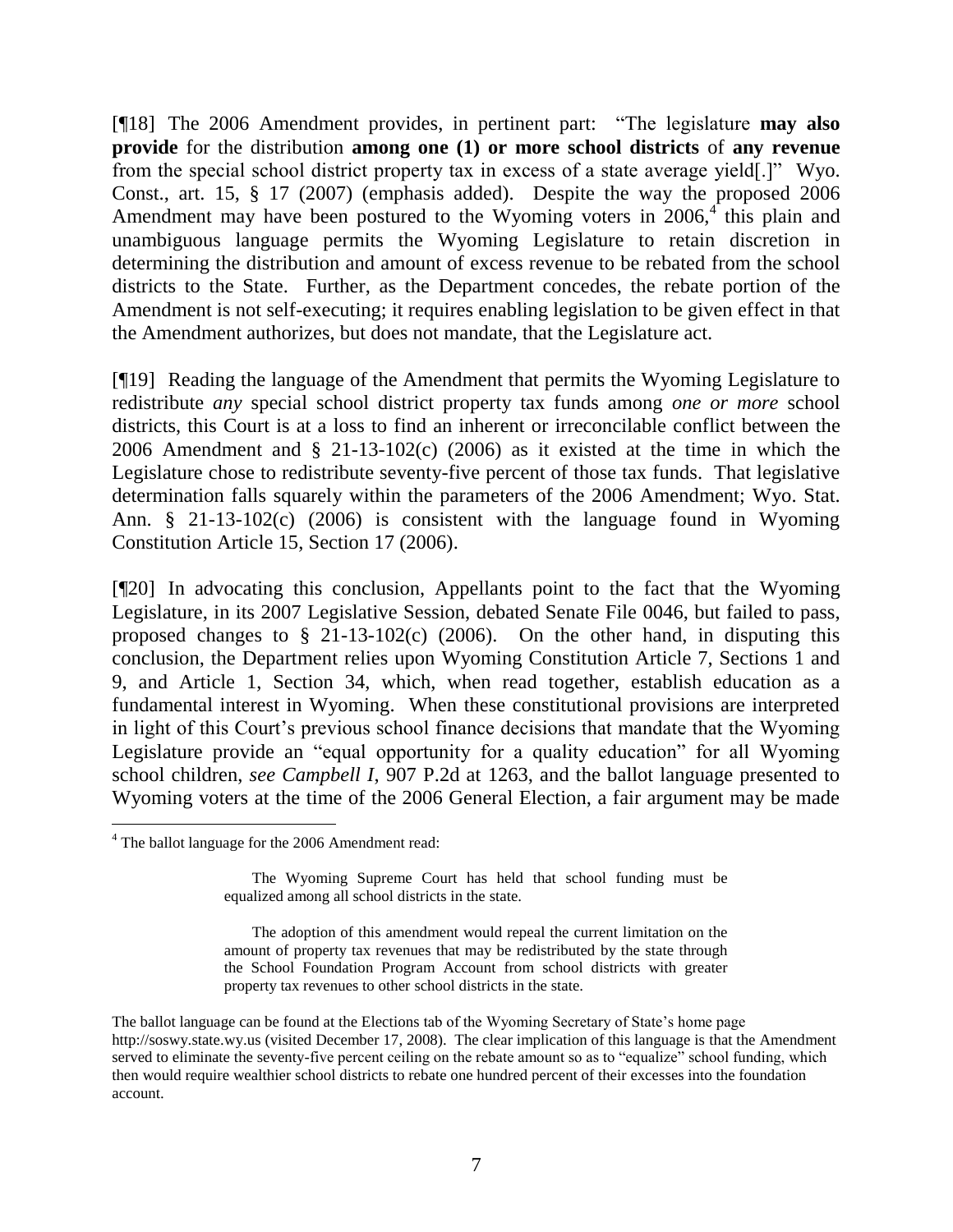[¶18] The 2006 Amendment provides, in pertinent part: "The legislature **may also provide** for the distribution **among one (1) or more school districts** of **any revenue** from the special school district property tax in excess of a state average yield[.]" Wyo. Const., art. 15, § 17 (2007) (emphasis added). Despite the way the proposed 2006 Amendment may have been postured to the Wyoming voters in 2006,[4] this plain and unambiguous language permits the Wyoming Legislature to retain discretion in determining the distribution and amount of excess revenue to be rebated from the school districts to the State. Further, as the Department concedes, the rebate portion of the Amendment is not self-executing; it requires enabling legislation to be given effect in that the Amendment authorizes, but does not mandate, that the Legislature act.

[¶19] Reading the language of the Amendment that permits the Wyoming Legislature to redistribute *any* special school district property tax funds among *one or more* school districts, this Court is at a loss to find an inherent or irreconcilable conflict between the 2006 Amendment and § 21-13-102(c) (2006) as it existed at the time in which the Legislature chose to redistribute seventy-five percent of those tax funds. That legislative determination falls squarely within the parameters of the 2006 Amendment; Wyo. Stat. Ann. § 21-13-102(c) (2006) is consistent with the language found in Wyoming Constitution Article 15, Section 17 (2006).

[¶20] In advocating this conclusion, Appellants point to the fact that the Wyoming Legislature, in its 2007 Legislative Session, debated Senate File 0046, but failed to pass, proposed changes to § 21-13-102(c) (2006). On the other hand, in disputing this conclusion, the Department relies upon Wyoming Constitution Article 7, Sections 1 and 9, and Article 1, Section 34, which, when read together, establish education as a fundamental interest in Wyoming. When these constitutional provisions are interpreted in light of this Court's previous school finance decisions that mandate that the Wyoming Legislature provide an "equal opportunity for a quality education" for all Wyoming school children, *see Campbell I*, 907 P.2d at 1263, and the ballot language presented to Wyoming voters at the time of the 2006 General Election, a fair argument may be made

---

[4] The ballot language for the 2006 Amendment read:

> The Wyoming Supreme Court has held that school funding must be equalized among all school districts in the state.
>
> The adoption of this amendment would repeal the current limitation on the amount of property tax revenues that may be redistributed by the state through the School Foundation Program Account from school districts with greater property tax revenues to other school districts in the state.

The ballot language can be found at the Elections tab of the Wyoming Secretary of State's home page http://soswy.state.wy.us (visited December 17, 2008). The clear implication of this language is that the Amendment served to eliminate the seventy-five percent ceiling on the rebate amount so as to "equalize" school funding, which then would require wealthier school districts to rebate one hundred percent of their excesses into the foundation account.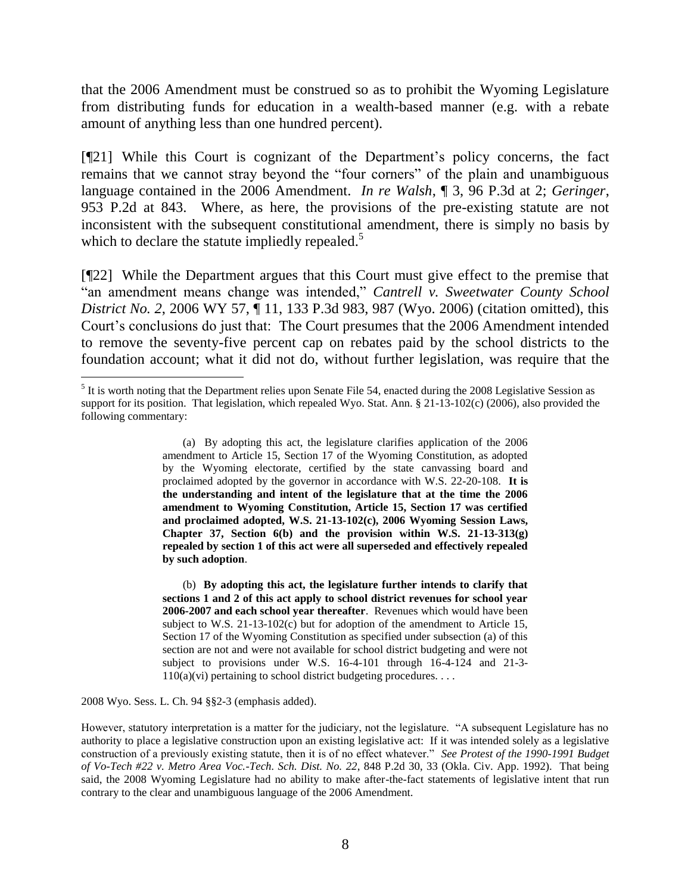that the 2006 Amendment must be construed so as to prohibit the Wyoming Legislature from distributing funds for education in a wealth-based manner (e.g. with a rebate amount of anything less than one hundred percent).

[¶21] While this Court is cognizant of the Department's policy concerns, the fact remains that we cannot stray beyond the "four corners" of the plain and unambiguous language contained in the 2006 Amendment. *In re Walsh*, ¶ 3, 96 P.3d at 2; *Geringer*, 953 P.2d at 843. Where, as here, the provisions of the pre-existing statute are not inconsistent with the subsequent constitutional amendment, there is simply no basis by which to declare the statute impliedly repealed.[5]

[¶22] While the Department argues that this Court must give effect to the premise that "an amendment means change was intended," *Cantrell v. Sweetwater County School District No. 2*, 2006 WY 57, ¶ 11, 133 P.3d 983, 987 (Wyo. 2006) (citation omitted), this Court's conclusions do just that: The Court presumes that the 2006 Amendment intended to remove the seventy-five percent cap on rebates paid by the school districts to the foundation account; what it did not do, without further legislation, was require that the

---

[5] It is worth noting that the Department relies upon Senate File 54, enacted during the 2008 Legislative Session as support for its position. That legislation, which repealed Wyo. Stat. Ann. § 21-13-102(c) (2006), also provided the following commentary:

> (a) By adopting this act, the legislature clarifies application of the 2006 amendment to Article 15, Section 17 of the Wyoming Constitution, as adopted by the Wyoming electorate, certified by the state canvassing board and proclaimed adopted by the governor in accordance with W.S. 22-20-108. **It is the understanding and intent of the legislature that at the time the 2006 amendment to Wyoming Constitution, Article 15, Section 17 was certified and proclaimed adopted, W.S. 21-13-102(c), 2006 Wyoming Session Laws, Chapter 37, Section 6(b) and the provision within W.S. 21-13-313(g) repealed by section 1 of this act were all superseded and effectively repealed by such adoption**.
>
> (b) **By adopting this act, the legislature further intends to clarify that sections 1 and 2 of this act apply to school district revenues for school year 2006-2007 and each school year thereafter**. Revenues which would have been subject to W.S. 21-13-102(c) but for adoption of the amendment to Article 15, Section 17 of the Wyoming Constitution as specified under subsection (a) of this section are not and were not available for school district budgeting and were not subject to provisions under W.S. 16-4-101 through 16-4-124 and 21-3-110(a)(vi) pertaining to school district budgeting procedures. . . .

2008 Wyo. Sess. L. Ch. 94 §§2-3 (emphasis added).

However, statutory interpretation is a matter for the judiciary, not the legislature. "A subsequent Legislature has no authority to place a legislative construction upon an existing legislative act: If it was intended solely as a legislative construction of a previously existing statute, then it is of no effect whatever." *See Protest of the 1990-1991 Budget of Vo-Tech #22 v. Metro Area Voc.-Tech. Sch. Dist. No. 22*, 848 P.2d 30, 33 (Okla. Civ. App. 1992). That being said, the 2008 Wyoming Legislature had no ability to make after-the-fact statements of legislative intent that run contrary to the clear and unambiguous language of the 2006 Amendment.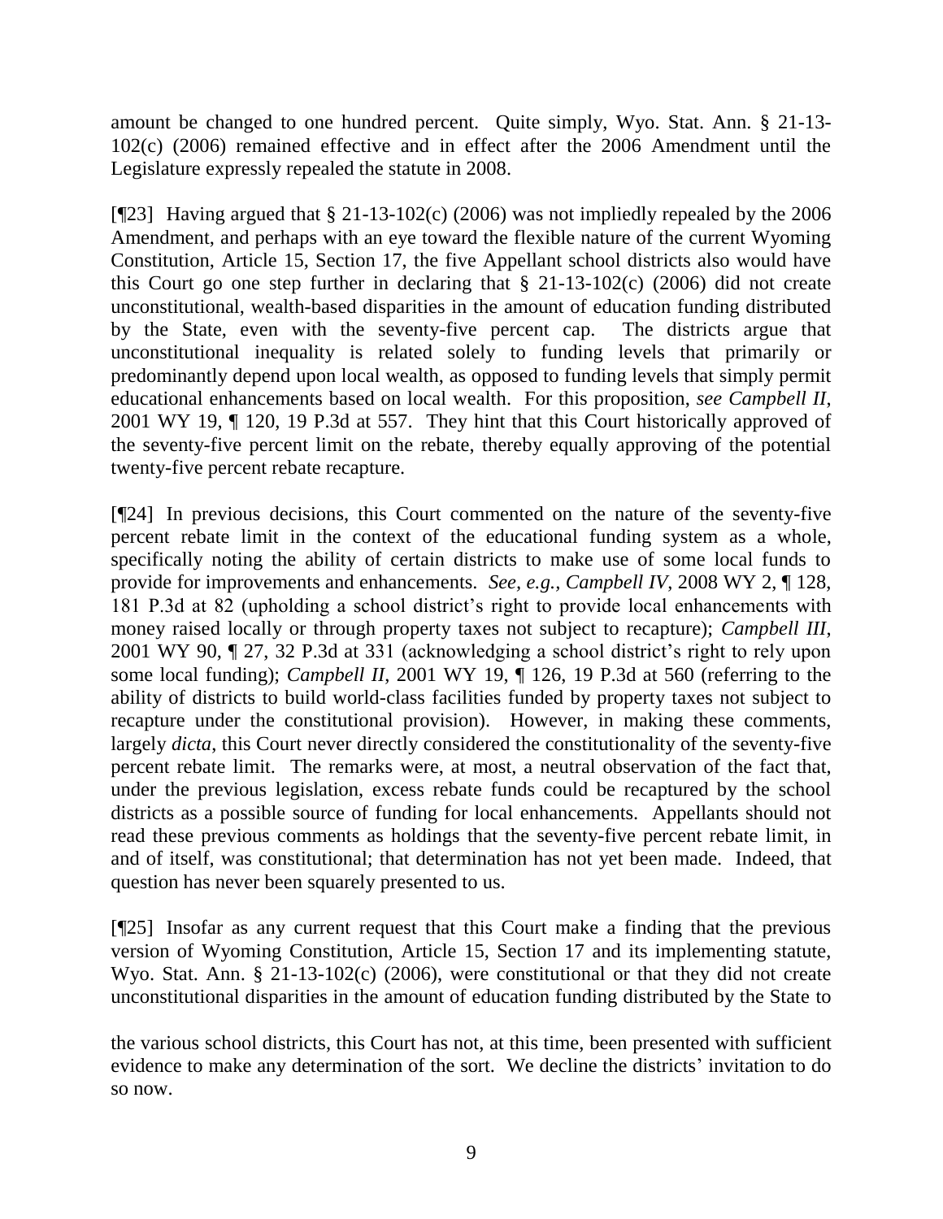amount be changed to one hundred percent. Quite simply, Wyo. Stat. Ann. § 21-13-102(c) (2006) remained effective and in effect after the 2006 Amendment until the Legislature expressly repealed the statute in 2008.

[¶23] Having argued that § 21-13-102(c) (2006) was not impliedly repealed by the 2006 Amendment, and perhaps with an eye toward the flexible nature of the current Wyoming Constitution, Article 15, Section 17, the five Appellant school districts also would have this Court go one step further in declaring that § 21-13-102(c) (2006) did not create unconstitutional, wealth-based disparities in the amount of education funding distributed by the State, even with the seventy-five percent cap. The districts argue that unconstitutional inequality is related solely to funding levels that primarily or predominantly depend upon local wealth, as opposed to funding levels that simply permit educational enhancements based on local wealth. For this proposition, *see Campbell II*, 2001 WY 19, ¶ 120, 19 P.3d at 557. They hint that this Court historically approved of the seventy-five percent limit on the rebate, thereby equally approving of the potential twenty-five percent rebate recapture.

[¶24] In previous decisions, this Court commented on the nature of the seventy-five percent rebate limit in the context of the educational funding system as a whole, specifically noting the ability of certain districts to make use of some local funds to provide for improvements and enhancements. *See, e.g., Campbell IV*, 2008 WY 2, ¶ 128, 181 P.3d at 82 (upholding a school district's right to provide local enhancements with money raised locally or through property taxes not subject to recapture); *Campbell III*, 2001 WY 90, ¶ 27, 32 P.3d at 331 (acknowledging a school district's right to rely upon some local funding); *Campbell II*, 2001 WY 19, ¶ 126, 19 P.3d at 560 (referring to the ability of districts to build world-class facilities funded by property taxes not subject to recapture under the constitutional provision). However, in making these comments, largely *dicta*, this Court never directly considered the constitutionality of the seventy-five percent rebate limit. The remarks were, at most, a neutral observation of the fact that, under the previous legislation, excess rebate funds could be recaptured by the school districts as a possible source of funding for local enhancements. Appellants should not read these previous comments as holdings that the seventy-five percent rebate limit, in and of itself, was constitutional; that determination has not yet been made. Indeed, that question has never been squarely presented to us.

[¶25] Insofar as any current request that this Court make a finding that the previous version of Wyoming Constitution, Article 15, Section 17 and its implementing statute, Wyo. Stat. Ann. § 21-13-102(c) (2006), were constitutional or that they did not create unconstitutional disparities in the amount of education funding distributed by the State to the various school districts, this Court has not, at this time, been presented with sufficient evidence to make any determination of the sort. We decline the districts' invitation to do so now.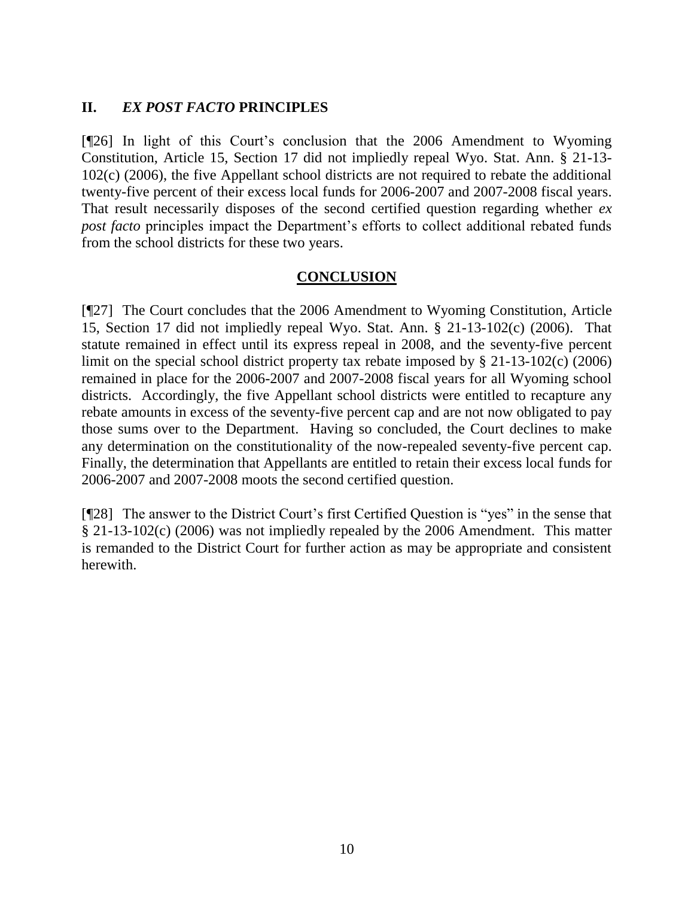## II. *EX POST FACTO* PRINCIPLES

[¶26] In light of this Court's conclusion that the 2006 Amendment to Wyoming Constitution, Article 15, Section 17 did not impliedly repeal Wyo. Stat. Ann. § 21-13-102(c) (2006), the five Appellant school districts are not required to rebate the additional twenty-five percent of their excess local funds for 2006-2007 and 2007-2008 fiscal years. That result necessarily disposes of the second certified question regarding whether *ex post facto* principles impact the Department's efforts to collect additional rebated funds from the school districts for these two years.

## CONCLUSION

[¶27] The Court concludes that the 2006 Amendment to Wyoming Constitution, Article 15, Section 17 did not impliedly repeal Wyo. Stat. Ann. § 21-13-102(c) (2006). That statute remained in effect until its express repeal in 2008, and the seventy-five percent limit on the special school district property tax rebate imposed by § 21-13-102(c) (2006) remained in place for the 2006-2007 and 2007-2008 fiscal years for all Wyoming school districts. Accordingly, the five Appellant school districts were entitled to recapture any rebate amounts in excess of the seventy-five percent cap and are not now obligated to pay those sums over to the Department. Having so concluded, the Court declines to make any determination on the constitutionality of the now-repealed seventy-five percent cap. Finally, the determination that Appellants are entitled to retain their excess local funds for 2006-2007 and 2007-2008 moots the second certified question.

[¶28] The answer to the District Court's first Certified Question is "yes" in the sense that § 21-13-102(c) (2006) was not impliedly repealed by the 2006 Amendment. This matter is remanded to the District Court for further action as may be appropriate and consistent herewith.